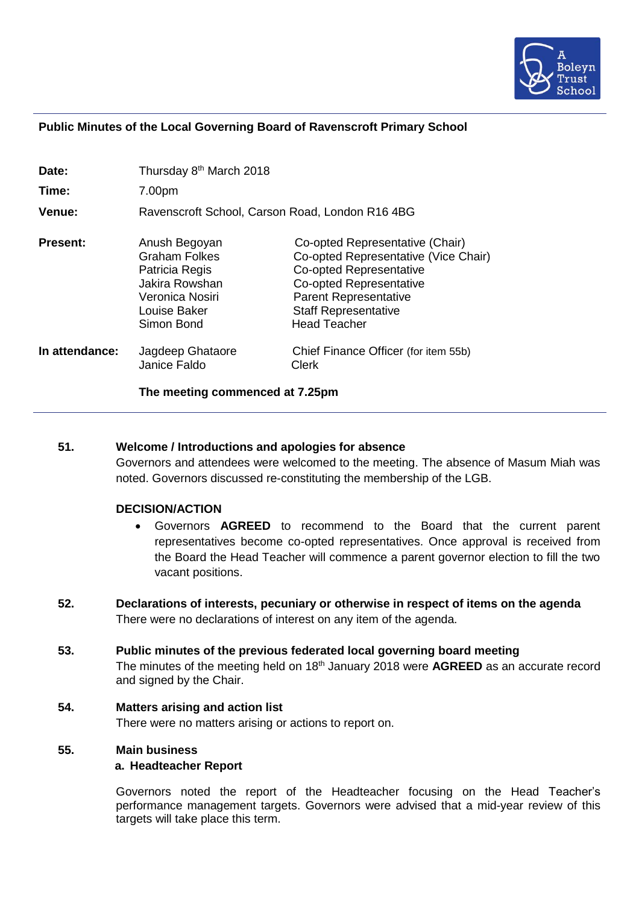A Boleyn Trust School

**Public Minutes of the Local Governing Board of Ravenscroft Primary School**

| | | |
|---|---|---|
| **Date:** | Thursday 8th March 2018 | |
| **Time:** | 7.00pm | |
| **Venue:** | Ravenscroft School, Carson Road, London R16 4BG | |
| **Present:** | Anush Begoyan | Co-opted Representative (Chair) |
| | Graham Folkes | Co-opted Representative (Vice Chair) |
| | Patricia Regis | Co-opted Representative |
| | Jakira Rowshan | Co-opted Representative |
| | Veronica Nosiri | Parent Representative |
| | Louise Baker | Staff Representative |
| | Simon Bond | Head Teacher |
| **In attendance:** | Jagdeep Ghataore | Chief Finance Officer (for item 55b) |
| | Janice Faldo | Clerk |

**The meeting commenced at 7.25pm**

---

**51. Welcome / Introductions and apologies for absence**

Governors and attendees were welcomed to the meeting. The absence of Masum Miah was noted. Governors discussed re-constituting the membership of the LGB.

**DECISION/ACTION**

- Governors **AGREED** to recommend to the Board that the current parent representatives become co-opted representatives. Once approval is received from the Board the Head Teacher will commence a parent governor election to fill the two vacant positions.

**52. Declarations of interests, pecuniary or otherwise in respect of items on the agenda**

There were no declarations of interest on any item of the agenda.

**53. Public minutes of the previous federated local governing board meeting**

The minutes of the meeting held on 18th January 2018 were **AGREED** as an accurate record and signed by the Chair.

**54. Matters arising and action list**

There were no matters arising or actions to report on.

**55. Main business**

**a. Headteacher Report**

Governors noted the report of the Headteacher focusing on the Head Teacher's performance management targets. Governors were advised that a mid-year review of this targets will take place this term.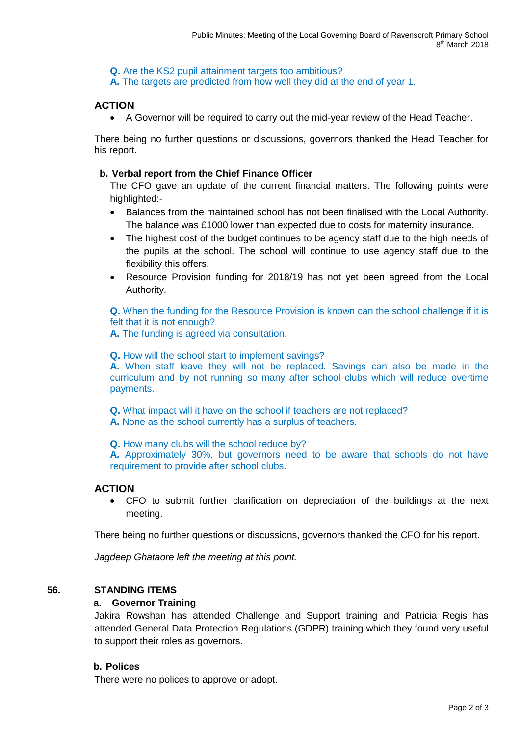**Q.** Are the KS2 pupil attainment targets too ambitious?
**A.** The targets are predicted from how well they did at the end of year 1.

### ACTION

- A Governor will be required to carry out the mid-year review of the Head Teacher.

There being no further questions or discussions, governors thanked the Head Teacher for his report.

**b. Verbal report from the Chief Finance Officer**

The CFO gave an update of the current financial matters. The following points were highlighted:-

- Balances from the maintained school has not been finalised with the Local Authority. The balance was £1000 lower than expected due to costs for maternity insurance.
- The highest cost of the budget continues to be agency staff due to the high needs of the pupils at the school. The school will continue to use agency staff due to the flexibility this offers.
- Resource Provision funding for 2018/19 has not yet been agreed from the Local Authority.

**Q.** When the funding for the Resource Provision is known can the school challenge if it is felt that it is not enough?
**A.** The funding is agreed via consultation.

**Q.** How will the school start to implement savings?
**A.** When staff leave they will not be replaced. Savings can also be made in the curriculum and by not running so many after school clubs which will reduce overtime payments.

**Q.** What impact will it have on the school if teachers are not replaced?
**A.** None as the school currently has a surplus of teachers.

**Q.** How many clubs will the school reduce by?
**A.** Approximately 30%, but governors need to be aware that schools do not have requirement to provide after school clubs.

### ACTION

- CFO to submit further clarification on depreciation of the buildings at the next meeting.

There being no further questions or discussions, governors thanked the CFO for his report.

*Jagdeep Ghataore left the meeting at this point.*

## 56. STANDING ITEMS

**a. Governor Training**

Jakira Rowshan has attended Challenge and Support training and Patricia Regis has attended General Data Protection Regulations (GDPR) training which they found very useful to support their roles as governors.

**b. Polices**

There were no polices to approve or adopt.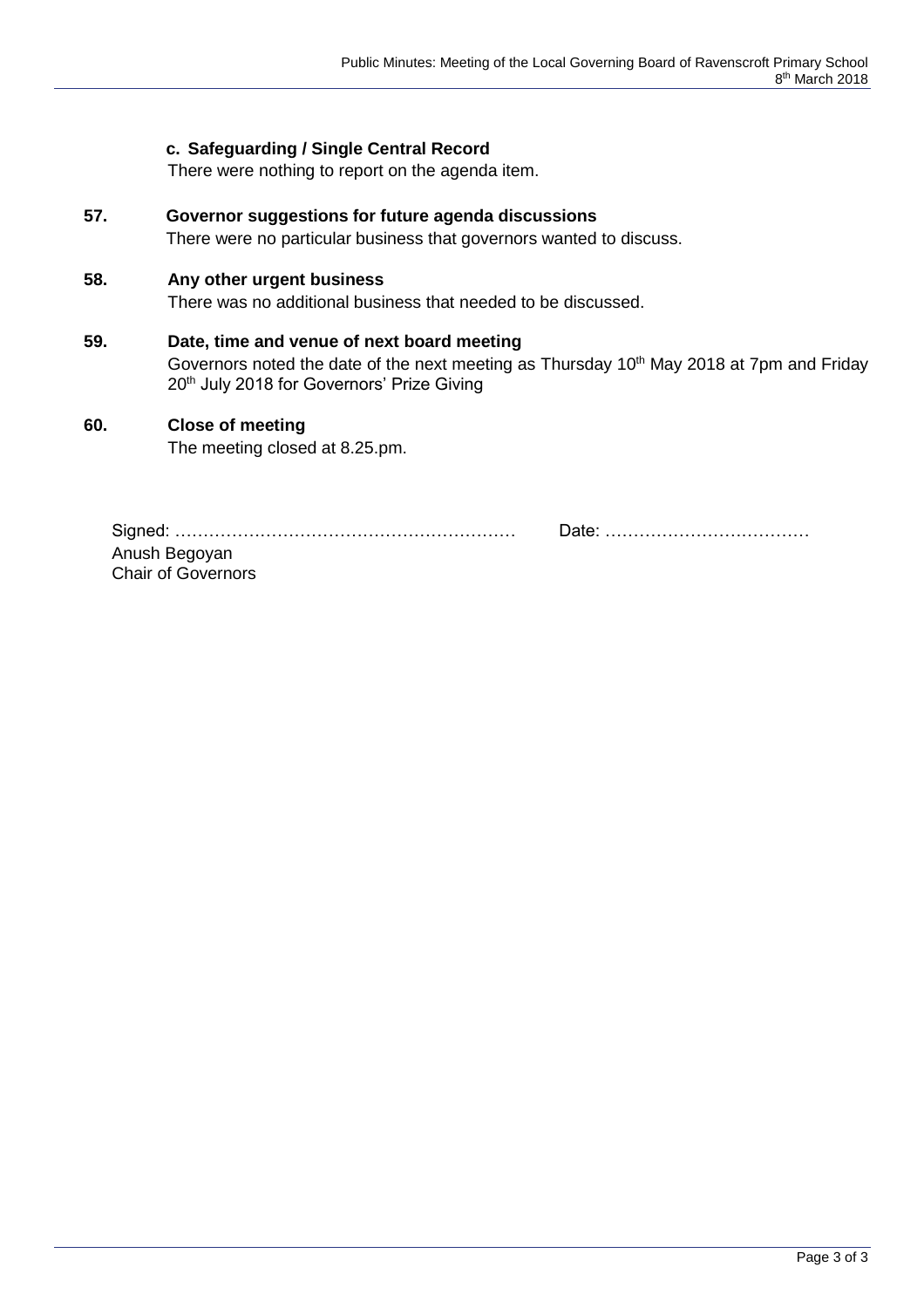**c. Safeguarding / Single Central Record**

There were nothing to report on the agenda item.

**57. Governor suggestions for future agenda discussions**

There were no particular business that governors wanted to discuss.

**58. Any other urgent business**

There was no additional business that needed to be discussed.

**59. Date, time and venue of next board meeting**

Governors noted the date of the next meeting as Thursday 10th May 2018 at 7pm and Friday 20th July 2018 for Governors' Prize Giving

**60. Close of meeting**

The meeting closed at 8.25.pm.

Signed: …………………………………………………… Date: ………………………………

Anush Begoyan
Chair of Governors